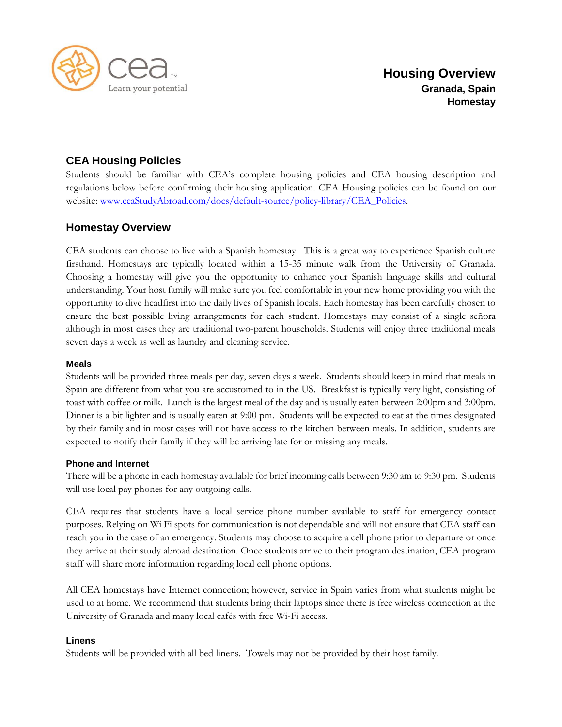cea
Learn your potential

# Housing Overview
**Granada, Spain**
**Homestay**

## CEA Housing Policies

Students should be familiar with CEA's complete housing policies and CEA housing description and regulations below before confirming their housing application. CEA Housing policies can be found on our website: [www.ceaStudyAbroad.com/docs/default-source/policy-library/CEA_Policies](www.ceaStudyAbroad.com/docs/default-source/policy-library/CEA_Policies).

## Homestay Overview

CEA students can choose to live with a Spanish homestay. This is a great way to experience Spanish culture firsthand. Homestays are typically located within a 15-35 minute walk from the University of Granada. Choosing a homestay will give you the opportunity to enhance your Spanish language skills and cultural understanding. Your host family will make sure you feel comfortable in your new home providing you with the opportunity to dive headfirst into the daily lives of Spanish locals. Each homestay has been carefully chosen to ensure the best possible living arrangements for each student. Homestays may consist of a single señora although in most cases they are traditional two-parent households. Students will enjoy three traditional meals seven days a week as well as laundry and cleaning service.

### Meals

Students will be provided three meals per day, seven days a week. Students should keep in mind that meals in Spain are different from what you are accustomed to in the US. Breakfast is typically very light, consisting of toast with coffee or milk. Lunch is the largest meal of the day and is usually eaten between 2:00pm and 3:00pm. Dinner is a bit lighter and is usually eaten at 9:00 pm. Students will be expected to eat at the times designated by their family and in most cases will not have access to the kitchen between meals. In addition, students are expected to notify their family if they will be arriving late for or missing any meals.

### Phone and Internet

There will be a phone in each homestay available for brief incoming calls between 9:30 am to 9:30 pm. Students will use local pay phones for any outgoing calls.

CEA requires that students have a local service phone number available to staff for emergency contact purposes. Relying on Wi Fi spots for communication is not dependable and will not ensure that CEA staff can reach you in the case of an emergency. Students may choose to acquire a cell phone prior to departure or once they arrive at their study abroad destination. Once students arrive to their program destination, CEA program staff will share more information regarding local cell phone options.

All CEA homestays have Internet connection; however, service in Spain varies from what students might be used to at home. We recommend that students bring their laptops since there is free wireless connection at the University of Granada and many local cafés with free Wi-Fi access.

### Linens

Students will be provided with all bed linens. Towels may not be provided by their host family.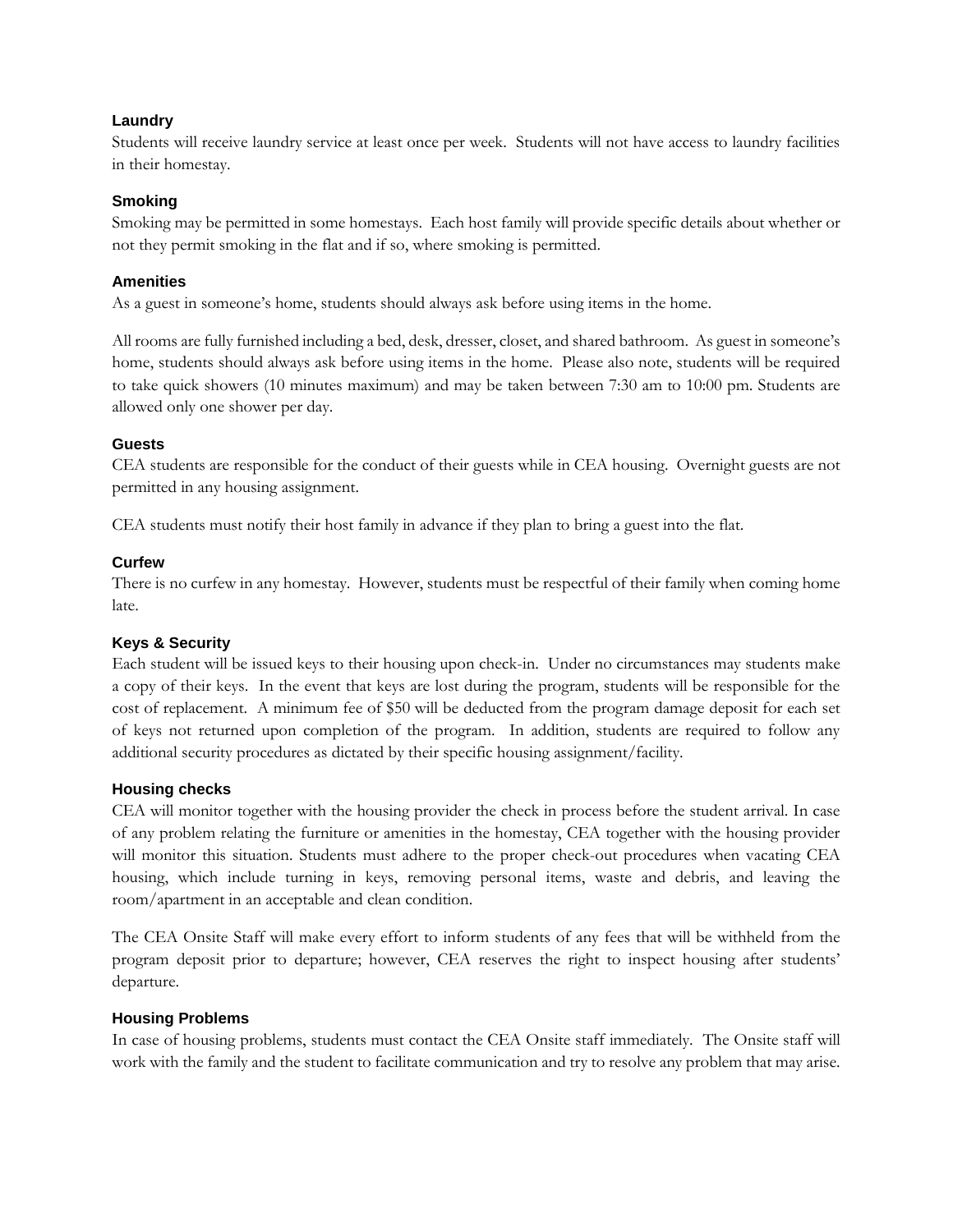### Laundry

Students will receive laundry service at least once per week. Students will not have access to laundry facilities in their homestay.

### Smoking

Smoking may be permitted in some homestays. Each host family will provide specific details about whether or not they permit smoking in the flat and if so, where smoking is permitted.

### Amenities

As a guest in someone's home, students should always ask before using items in the home.

All rooms are fully furnished including a bed, desk, dresser, closet, and shared bathroom. As guest in someone's home, students should always ask before using items in the home. Please also note, students will be required to take quick showers (10 minutes maximum) and may be taken between 7:30 am to 10:00 pm. Students are allowed only one shower per day.

### Guests

CEA students are responsible for the conduct of their guests while in CEA housing. Overnight guests are not permitted in any housing assignment.

CEA students must notify their host family in advance if they plan to bring a guest into the flat.

### Curfew

There is no curfew in any homestay. However, students must be respectful of their family when coming home late.

### Keys & Security

Each student will be issued keys to their housing upon check-in. Under no circumstances may students make a copy of their keys. In the event that keys are lost during the program, students will be responsible for the cost of replacement. A minimum fee of $50 will be deducted from the program damage deposit for each set of keys not returned upon completion of the program. In addition, students are required to follow any additional security procedures as dictated by their specific housing assignment/facility.

### Housing checks

CEA will monitor together with the housing provider the check in process before the student arrival. In case of any problem relating the furniture or amenities in the homestay, CEA together with the housing provider will monitor this situation. Students must adhere to the proper check-out procedures when vacating CEA housing, which include turning in keys, removing personal items, waste and debris, and leaving the room/apartment in an acceptable and clean condition.

The CEA Onsite Staff will make every effort to inform students of any fees that will be withheld from the program deposit prior to departure; however, CEA reserves the right to inspect housing after students' departure.

### Housing Problems

In case of housing problems, students must contact the CEA Onsite staff immediately. The Onsite staff will work with the family and the student to facilitate communication and try to resolve any problem that may arise.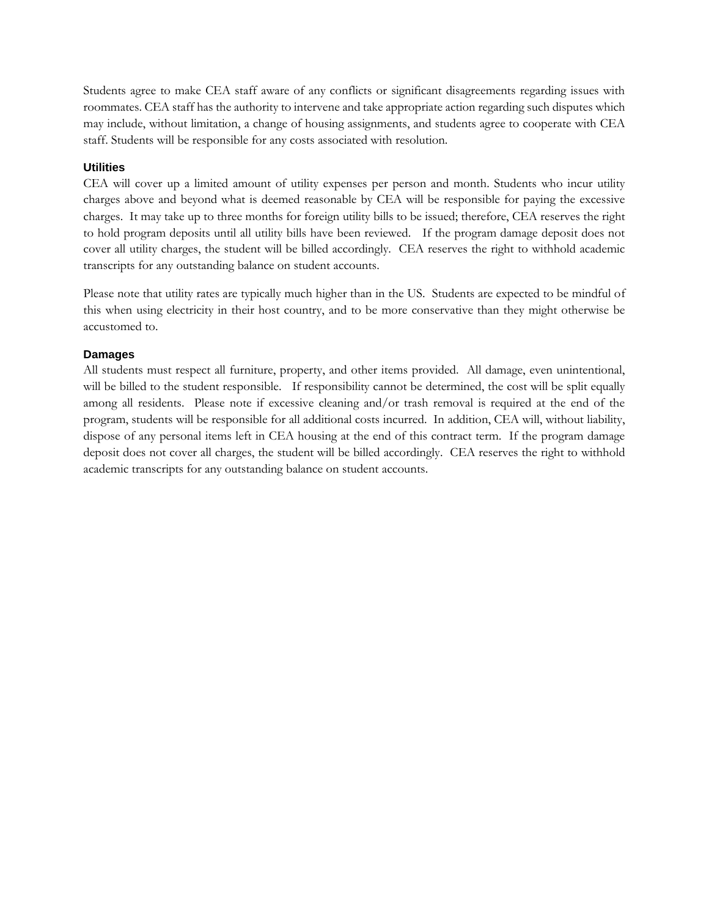Students agree to make CEA staff aware of any conflicts or significant disagreements regarding issues with roommates. CEA staff has the authority to intervene and take appropriate action regarding such disputes which may include, without limitation, a change of housing assignments, and students agree to cooperate with CEA staff. Students will be responsible for any costs associated with resolution.

### Utilities

CEA will cover up a limited amount of utility expenses per person and month. Students who incur utility charges above and beyond what is deemed reasonable by CEA will be responsible for paying the excessive charges. It may take up to three months for foreign utility bills to be issued; therefore, CEA reserves the right to hold program deposits until all utility bills have been reviewed. If the program damage deposit does not cover all utility charges, the student will be billed accordingly. CEA reserves the right to withhold academic transcripts for any outstanding balance on student accounts.

Please note that utility rates are typically much higher than in the US. Students are expected to be mindful of this when using electricity in their host country, and to be more conservative than they might otherwise be accustomed to.

### Damages

All students must respect all furniture, property, and other items provided. All damage, even unintentional, will be billed to the student responsible. If responsibility cannot be determined, the cost will be split equally among all residents. Please note if excessive cleaning and/or trash removal is required at the end of the program, students will be responsible for all additional costs incurred. In addition, CEA will, without liability, dispose of any personal items left in CEA housing at the end of this contract term. If the program damage deposit does not cover all charges, the student will be billed accordingly. CEA reserves the right to withhold academic transcripts for any outstanding balance on student accounts.